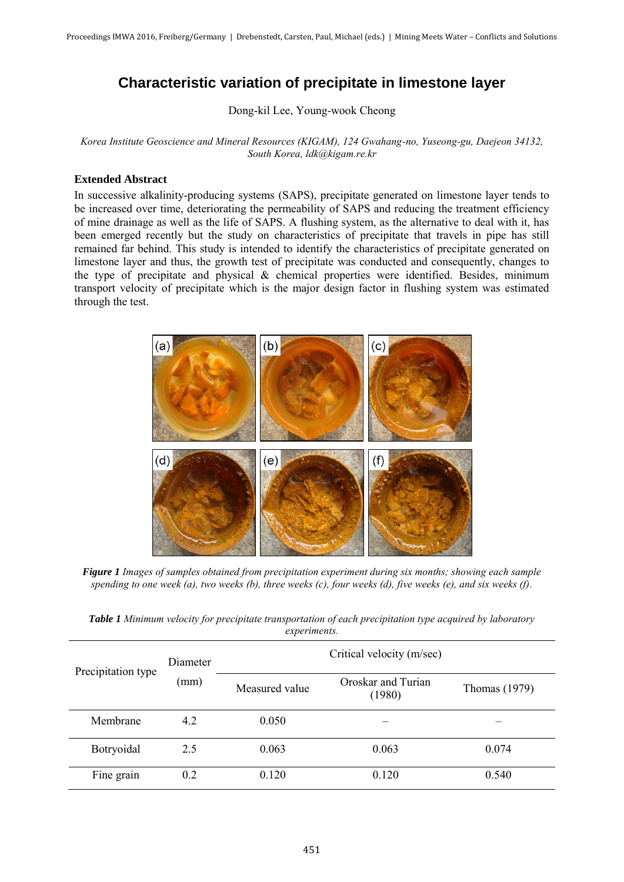# Characteristic variation of precipitate in limestone layer

Dong-kil Lee, Young-wook Cheong

*Korea Institute Geoscience and Mineral Resources (KIGAM), 124 Gwahang-no, Yuseong-gu, Daejeon 34132, South Korea, ldk@kigam.re.kr*

### Extended Abstract

In successive alkalinity-producing systems (SAPS), precipitate generated on limestone layer tends to be increased over time, deteriorating the permeability of SAPS and reducing the treatment efficiency of mine drainage as well as the life of SAPS. A flushing system, as the alternative to deal with it, has been emerged recently but the study on characteristics of precipitate that travels in pipe has still remained far behind. This study is intended to identify the characteristics of precipitate generated on limestone layer and thus, the growth test of precipitate was conducted and consequently, changes to the type of precipitate and physical & chemical properties were identified. Besides, minimum transport velocity of precipitate which is the major design factor in flushing system was estimated through the test.

***Figure 1*** *Images of samples obtained from precipitation experiment during six months; showing each sample spending to one week (a), two weeks (b), three weeks (c), four weeks (d), five weeks (e), and six weeks (f).*

***Table 1*** *Minimum velocity for precipitate transportation of each precipitation type acquired by laboratory experiments.*

| Precipitation type | Diameter (mm) | Critical velocity (m/sec) | | |
|---|---|---|---|---|
| | | Measured value | Oroskar and Turian (1980) | Thomas (1979) |
| Membrane | 4.2 | 0.050 | – | – |
| Botryoidal | 2.5 | 0.063 | 0.063 | 0.074 |
| Fine grain | 0.2 | 0.120 | 0.120 | 0.540 |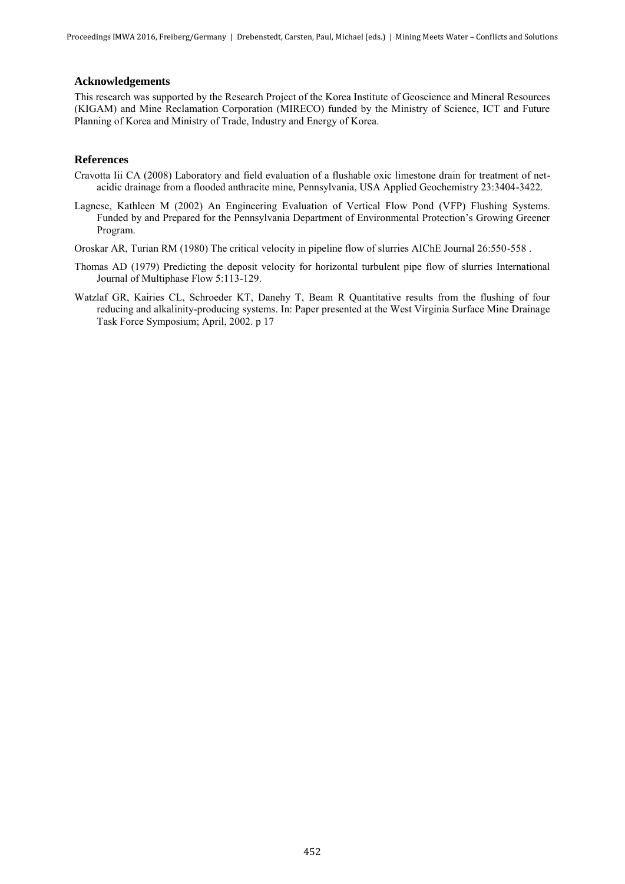## Acknowledgements

This research was supported by the Research Project of the Korea Institute of Geoscience and Mineral Resources (KIGAM) and Mine Reclamation Corporation (MIRECO) funded by the Ministry of Science, ICT and Future Planning of Korea and Ministry of Trade, Industry and Energy of Korea.

## References

Cravotta Iii CA (2008) Laboratory and field evaluation of a flushable oxic limestone drain for treatment of net-acidic drainage from a flooded anthracite mine, Pennsylvania, USA Applied Geochemistry 23:3404-3422.

Lagnese, Kathleen M (2002) An Engineering Evaluation of Vertical Flow Pond (VFP) Flushing Systems. Funded by and Prepared for the Pennsylvania Department of Environmental Protection's Growing Greener Program.

Oroskar AR, Turian RM (1980) The critical velocity in pipeline flow of slurries AIChE Journal 26:550-558 .

Thomas AD (1979) Predicting the deposit velocity for horizontal turbulent pipe flow of slurries International Journal of Multiphase Flow 5:113-129.

Watzlaf GR, Kairies CL, Schroeder KT, Danehy T, Beam R Quantitative results from the flushing of four reducing and alkalinity-producing systems. In: Paper presented at the West Virginia Surface Mine Drainage Task Force Symposium; April, 2002. p 17